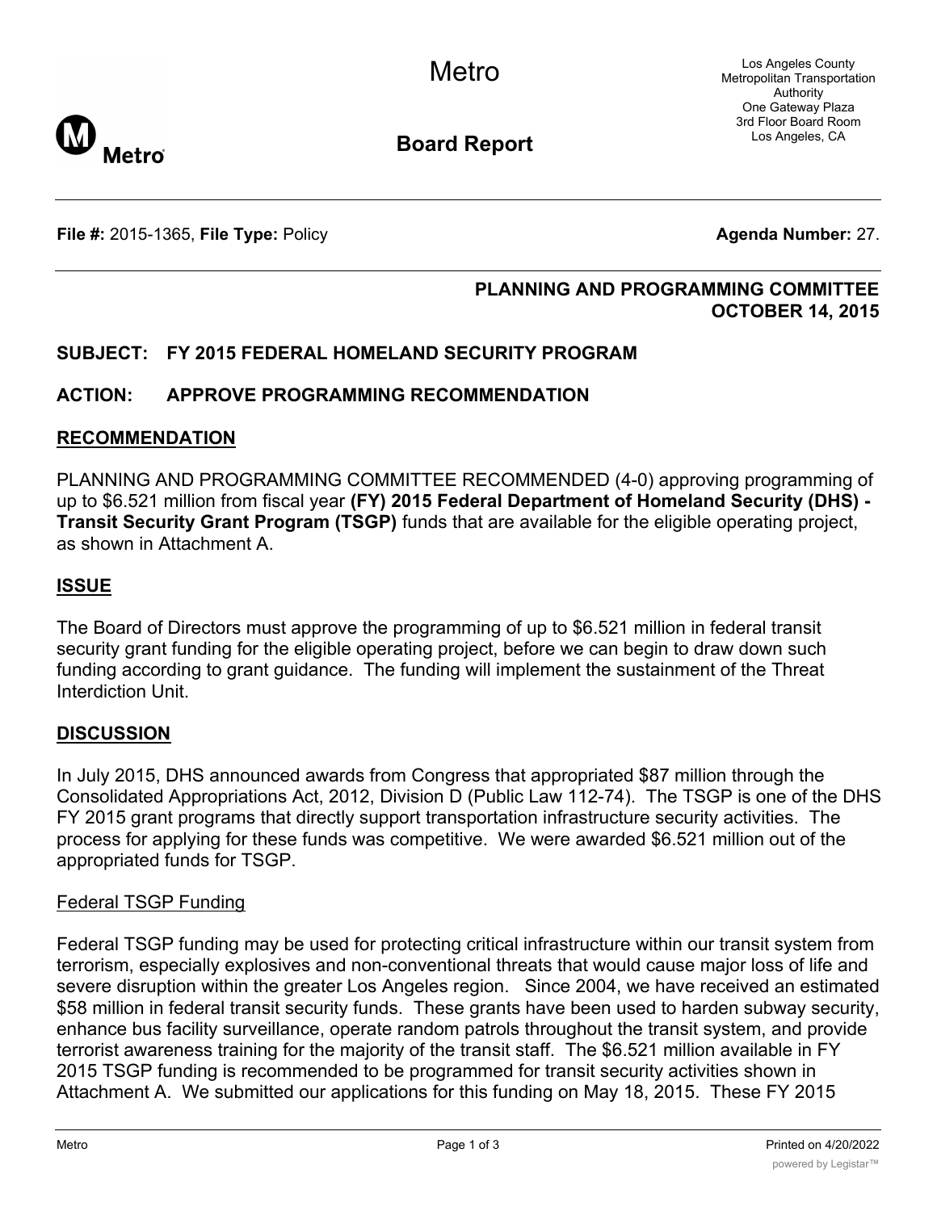Metro

Los Angeles County Metropolitan Transportation Authority
One Gateway Plaza
3rd Floor Board Room
Los Angeles, CA

**Board Report**

**File #:** 2015-1365, **File Type:** Policy **Agenda Number:** 27.

**PLANNING AND PROGRAMMING COMMITTEE**
**OCTOBER 14, 2015**

## SUBJECT: FY 2015 FEDERAL HOMELAND SECURITY PROGRAM

## ACTION: APPROVE PROGRAMMING RECOMMENDATION

## RECOMMENDATION

PLANNING AND PROGRAMMING COMMITTEE RECOMMENDED (4-0) approving programming of up to $6.521 million from fiscal year **(FY) 2015 Federal Department of Homeland Security (DHS) - Transit Security Grant Program (TSGP)** funds that are available for the eligible operating project, as shown in Attachment A.

## ISSUE

The Board of Directors must approve the programming of up to $6.521 million in federal transit security grant funding for the eligible operating project, before we can begin to draw down such funding according to grant guidance. The funding will implement the sustainment of the Threat Interdiction Unit.

## DISCUSSION

In July 2015, DHS announced awards from Congress that appropriated $87 million through the Consolidated Appropriations Act, 2012, Division D (Public Law 112-74). The TSGP is one of the DHS FY 2015 grant programs that directly support transportation infrastructure security activities. The process for applying for these funds was competitive. We were awarded $6.521 million out of the appropriated funds for TSGP.

### Federal TSGP Funding

Federal TSGP funding may be used for protecting critical infrastructure within our transit system from terrorism, especially explosives and non-conventional threats that would cause major loss of life and severe disruption within the greater Los Angeles region. Since 2004, we have received an estimated $58 million in federal transit security funds. These grants have been used to harden subway security, enhance bus facility surveillance, operate random patrols throughout the transit system, and provide terrorist awareness training for the majority of the transit staff. The $6.521 million available in FY 2015 TSGP funding is recommended to be programmed for transit security activities shown in Attachment A. We submitted our applications for this funding on May 18, 2015. These FY 2015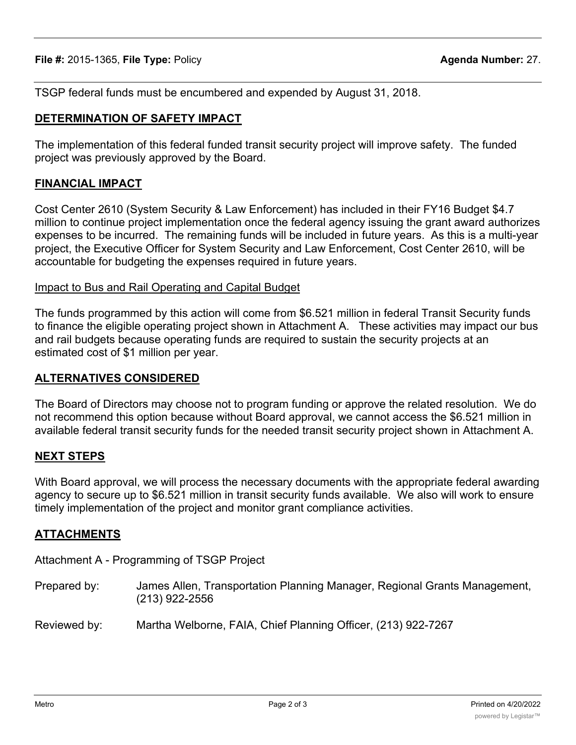TSGP federal funds must be encumbered and expended by August 31, 2018.

## DETERMINATION OF SAFETY IMPACT

The implementation of this federal funded transit security project will improve safety. The funded project was previously approved by the Board.

## FINANCIAL IMPACT

Cost Center 2610 (System Security & Law Enforcement) has included in their FY16 Budget $4.7 million to continue project implementation once the federal agency issuing the grant award authorizes expenses to be incurred. The remaining funds will be included in future years. As this is a multi-year project, the Executive Officer for System Security and Law Enforcement, Cost Center 2610, will be accountable for budgeting the expenses required in future years.

### Impact to Bus and Rail Operating and Capital Budget

The funds programmed by this action will come from $6.521 million in federal Transit Security funds to finance the eligible operating project shown in Attachment A. These activities may impact our bus and rail budgets because operating funds are required to sustain the security projects at an estimated cost of $1 million per year.

## ALTERNATIVES CONSIDERED

The Board of Directors may choose not to program funding or approve the related resolution. We do not recommend this option because without Board approval, we cannot access the $6.521 million in available federal transit security funds for the needed transit security project shown in Attachment A.

## NEXT STEPS

With Board approval, we will process the necessary documents with the appropriate federal awarding agency to secure up to $6.521 million in transit security funds available. We also will work to ensure timely implementation of the project and monitor grant compliance activities.

## ATTACHMENTS

Attachment A - Programming of TSGP Project

Prepared by: James Allen, Transportation Planning Manager, Regional Grants Management, (213) 922-2556

Reviewed by: Martha Welborne, FAIA, Chief Planning Officer, (213) 922-7267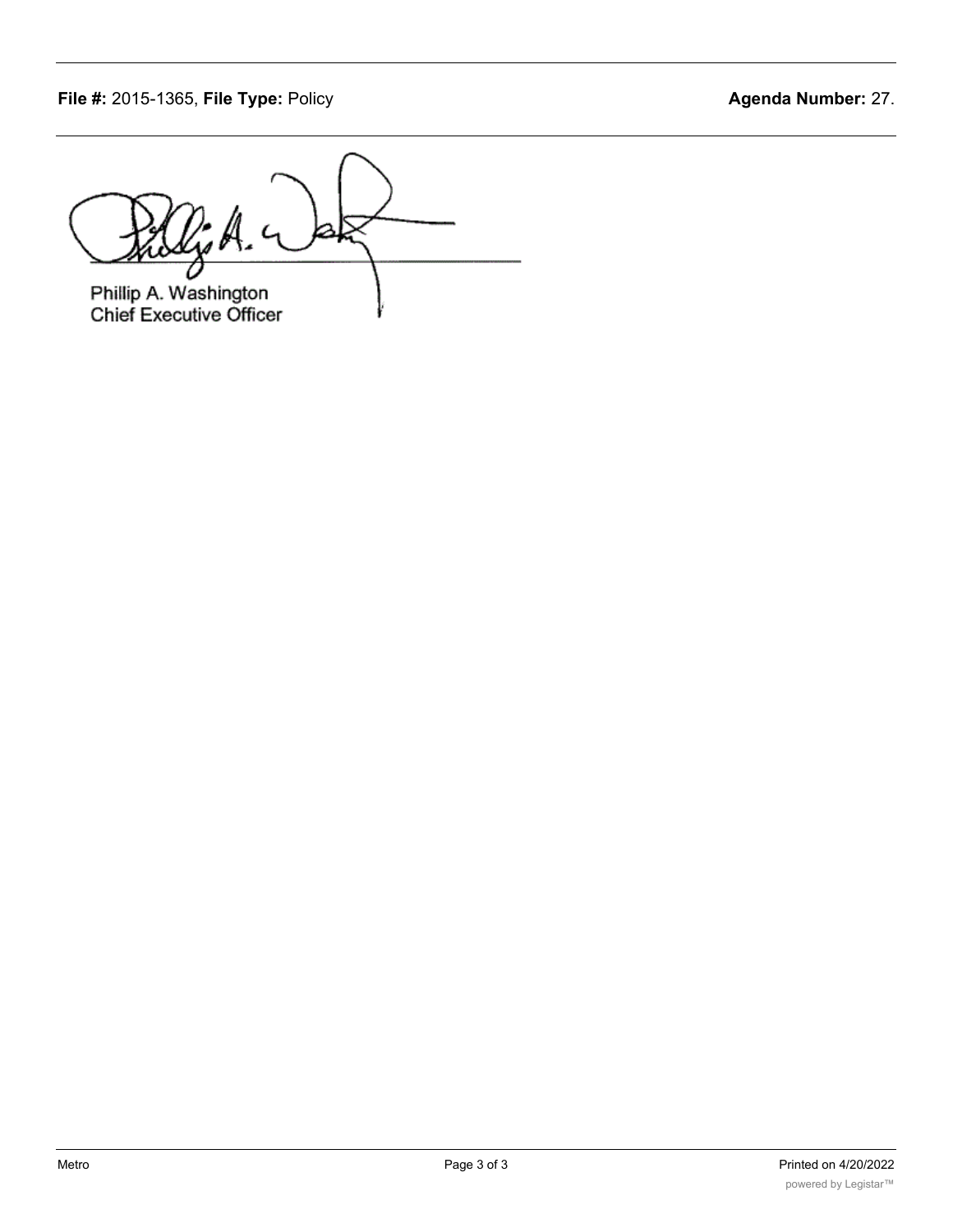Phillip A. Washington
Chief Executive Officer